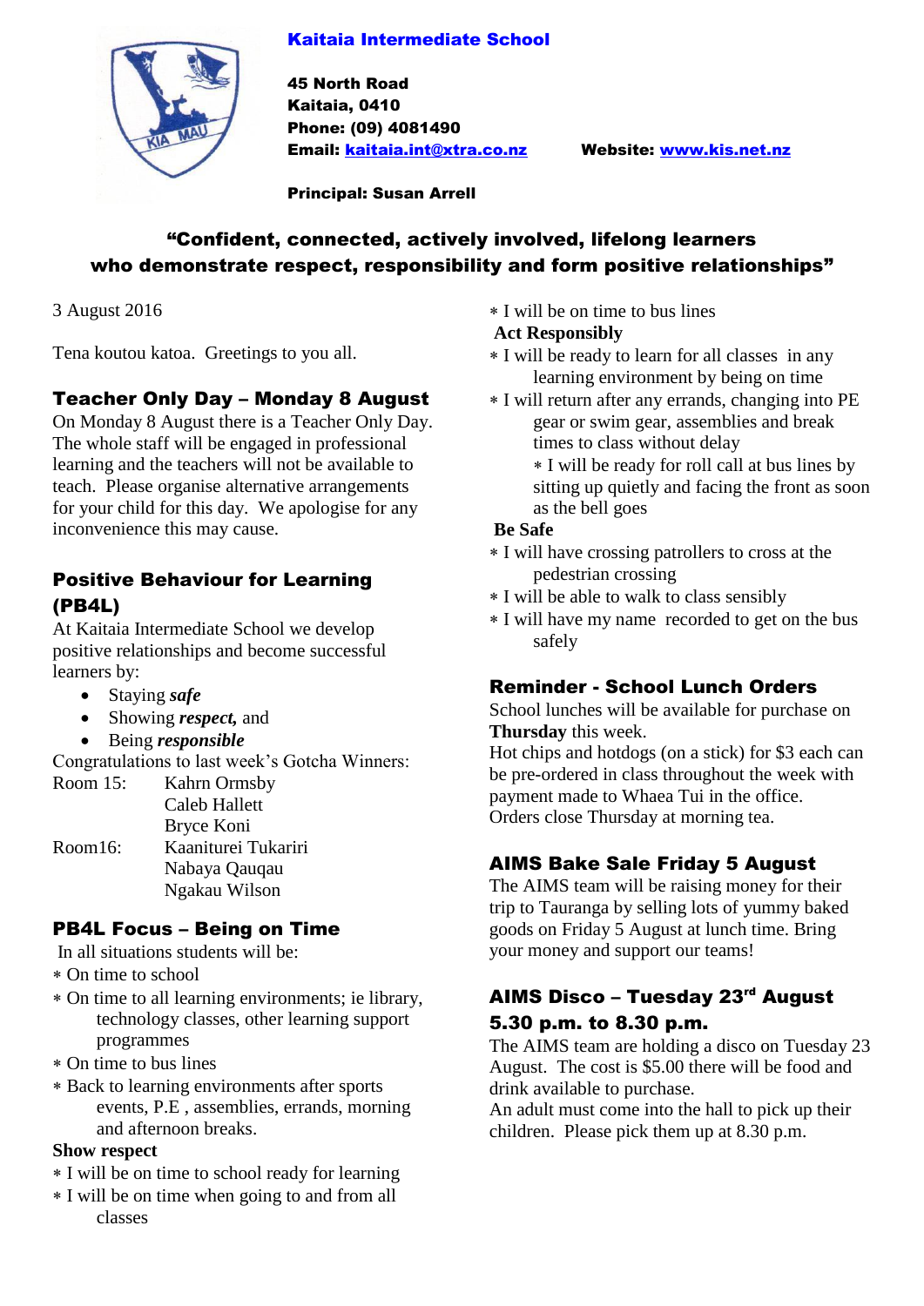**Kaitaia Intermediate School**

**45 North Road**
**Kaitaia, 0410**
**Phone: (09) 4081490**
**Email: kaitaia.int@xtra.co.nz** **Website: www.kis.net.nz**

**Principal: Susan Arrell**

**"Confident, connected, actively involved, lifelong learners who demonstrate respect, responsibility and form positive relationships"**

3 August 2016

Tena koutou katoa. Greetings to you all.

## Teacher Only Day – Monday 8 August

On Monday 8 August there is a Teacher Only Day. The whole staff will be engaged in professional learning and the teachers will not be available to teach. Please organise alternative arrangements for your child for this day. We apologise for any inconvenience this may cause.

## Positive Behaviour for Learning (PB4L)

At Kaitaia Intermediate School we develop positive relationships and become successful learners by:

- Staying ***safe***
- Showing ***respect,*** and
- Being ***responsible***

Congratulations to last week's Gotcha Winners:

Room 15: Kahrn Ormsby
Caleb Hallett
Bryce Koni

Room16: Kaaniturei Tukariri
Nabaya Qauqau
Ngakau Wilson

## PB4L Focus – Being on Time

In all situations students will be:

- On time to school
- On time to all learning environments; ie library, technology classes, other learning support programmes
- On time to bus lines
- Back to learning environments after sports events, P.E , assemblies, errands, morning and afternoon breaks.

**Show respect**

- I will be on time to school ready for learning
- I will be on time when going to and from all classes
- I will be on time to bus lines

**Act Responsibly**

- I will be ready to learn for all classes in any learning environment by being on time
- I will return after any errands, changing into PE gear or swim gear, assemblies and break times to class without delay
- I will be ready for roll call at bus lines by sitting up quietly and facing the front as soon as the bell goes

**Be Safe**

- I will have crossing patrollers to cross at the pedestrian crossing
- I will be able to walk to class sensibly
- I will have my name recorded to get on the bus safely

## Reminder - School Lunch Orders

School lunches will be available for purchase on **Thursday** this week.
Hot chips and hotdogs (on a stick) for $3 each can be pre-ordered in class throughout the week with payment made to Whaea Tui in the office.
Orders close Thursday at morning tea.

## AIMS Bake Sale Friday 5 August

The AIMS team will be raising money for their trip to Tauranga by selling lots of yummy baked goods on Friday 5 August at lunch time. Bring your money and support our teams!

## AIMS Disco – Tuesday 23rd August 5.30 p.m. to 8.30 p.m.

The AIMS team are holding a disco on Tuesday 23 August. The cost is $5.00 there will be food and drink available to purchase.
An adult must come into the hall to pick up their children. Please pick them up at 8.30 p.m.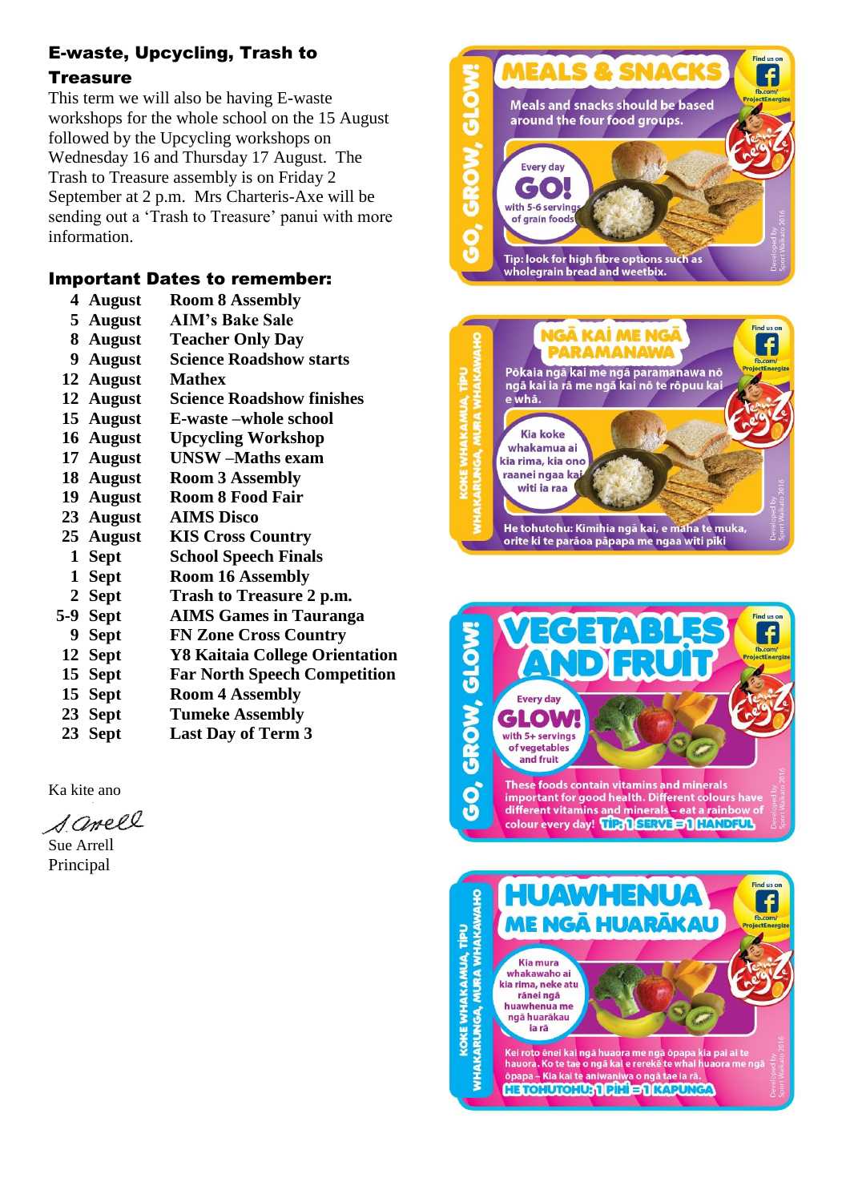## E-waste, Upcycling, Trash to Treasure

This term we will also be having E-waste workshops for the whole school on the 15 August followed by the Upcycling workshops on Wednesday 16 and Thursday 17 August. The Trash to Treasure assembly is on Friday 2 September at 2 p.m. Mrs Charteris-Axe will be sending out a 'Trash to Treasure' panui with more information.

## Important Dates to remember:

| | |
|---|---|
| 4 August | **Room 8 Assembly** |
| 5 August | **AIM's Bake Sale** |
| 8 August | **Teacher Only Day** |
| 9 August | **Science Roadshow starts** |
| 12 August | **Mathex** |
| 12 August | **Science Roadshow finishes** |
| 15 August | **E-waste –whole school** |
| 16 August | **Upcycling Workshop** |
| 17 August | **UNSW –Maths exam** |
| 18 August | **Room 3 Assembly** |
| 19 August | **Room 8 Food Fair** |
| 23 August | **AIMS Disco** |
| 25 August | **KIS Cross Country** |
| 1 Sept | **School Speech Finals** |
| 1 Sept | **Room 16 Assembly** |
| 2 Sept | **Trash to Treasure 2 p.m.** |
| 5-9 Sept | **AIMS Games in Tauranga** |
| 9 Sept | **FN Zone Cross Country** |
| 12 Sept | **Y8 Kaitaia College Orientation** |
| 15 Sept | **Far North Speech Competition** |
| 15 Sept | **Room 4 Assembly** |
| 23 Sept | **Tumeke Assembly** |
| 23 Sept | **Last Day of Term 3** |

Ka kite ano

S Arrell

Sue Arrell
Principal

GO, GROW, GLOW!

MEALS & SNACKS

Meals and snacks should be based around the four food groups.

Every day GO! with 5-6 servings of grain foods

Tip: look for high fibre options such as wholegrain bread and weetbix.

Find us on fb.com/ProjectEnergize

Developed by Sport Waikato 2016

KOKE WHAKAMUA, TIPU WHAKARUNGA, MURA WHAKAWAHO

NGĀ KAI ME NGĀ PARAMANAWA

Pōkaia ngā kai me ngā paramanawa nō ngā kai ia rā me ngā kai nō te rōpuu kai e whā.

Kia koke whakamua ai kia rima, kia ono raanei ngaa kai witi ia raa

He tohutohu: Kimihia ngā kai, e maha te muka, orite ki te parāoa pāpapa me ngaa witi piki

Find us on fb.com/ProjectEnergize

Developed by Sport Waikato 2016

GO, GROW, GLOW!

VEGETABLES AND FRUIT

Every day GLOW! with 5+ servings of vegetables and fruit

These foods contain vitamins and minerals important for good health. Different colours have different vitamins and minerals – eat a rainbow of colour every day! TIP: 1 SERVE = 1 HANDFUL

Find us on fb.com/ProjectEnergize

Developed by Sport Waikato 2016

KOKE WHAKAMUA, TIPU WHAKARUNGA, MURA WHAKAWAHO

HUAWHENUA ME NGĀ HUARĀKAU

Kia mura whakawaho ai kia rima, neke atu rānei ngā huawhenua me ngā huarākau ia rā

Kei roto ēnei kai ngā huaora me ngā ōpapa kia pai ai te hauora. Ko te tae o ngā kai e rerekē te whai huaora me ngā ōpapa – Kia kai te aniwaniwa o ngā tae ia rā.

HE TOHUTOHU: 1 PIHI = 1 KAPUNGA

Find us on fb.com/ProjectEnergize

Developed by Sport Waikato 2016